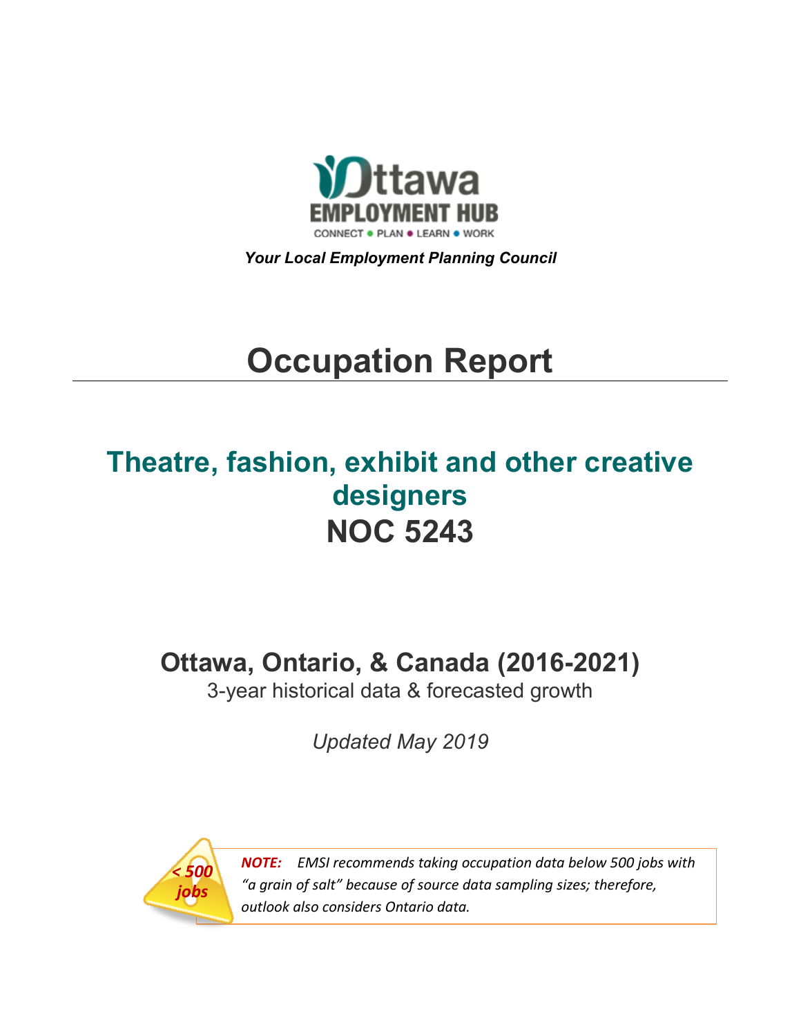Ottawa EMPLOYMENT HUB

CONNECT • PLAN • LEARN • WORK

***Your Local Employment Planning Council***

# Occupation Report

## Theatre, fashion, exhibit and other creative designers

## NOC 5243

### Ottawa, Ontario, & Canada (2016-2021)

3-year historical data & forecasted growth

*Updated May 2019*

*< 500 jobs*

***NOTE:*** *EMSI recommends taking occupation data below 500 jobs with "a grain of salt" because of source data sampling sizes; therefore, outlook also considers Ontario data.*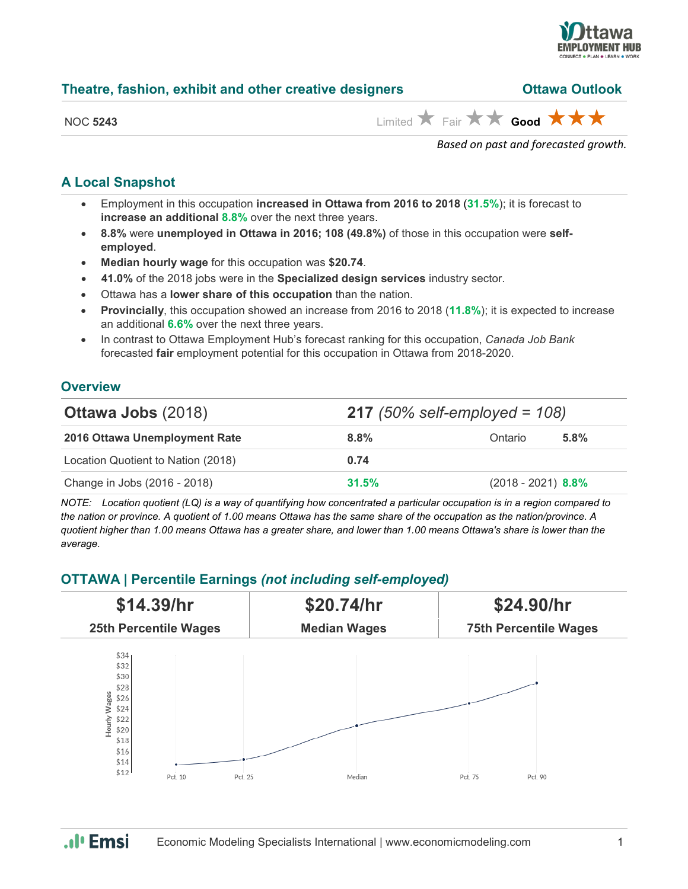## Theatre, fashion, exhibit and other creative designers

**Ottawa Outlook**

NOC **5243**

Limited ★ Fair ★★ **Good** ★★★

*Based on past and forecasted growth.*

### A Local Snapshot

- Employment in this occupation **increased in Ottawa from 2016 to 2018** (**31.5%**); it is forecast to **increase an additional 8.8%** over the next three years.
- **8.8%** were **unemployed in Ottawa in 2016; 108 (49.8%)** of those in this occupation were **self-employed**.
- **Median hourly wage** for this occupation was **$20.74**.
- **41.0%** of the 2018 jobs were in the **Specialized design services** industry sector.
- Ottawa has a **lower share of this occupation** than the nation.
- **Provincially**, this occupation showed an increase from 2016 to 2018 (**11.8%**); it is expected to increase an additional **6.6%** over the next three years.
- In contrast to Ottawa Employment Hub's forecast ranking for this occupation, *Canada Job Bank* forecasted **fair** employment potential for this occupation in Ottawa from 2018-2020.

### Overview

| **Ottawa Jobs** (2018) | **217** *(50% self-employed = 108)* | | |
|---|---|---|---|
| **2016 Ottawa Unemployment Rate** | **8.8%** | Ontario | **5.8%** |
| Location Quotient to Nation (2018) | **0.74** | | |
| Change in Jobs (2016 - 2018) | **31.5%** | (2018 - 2021) | **8.8%** |

*NOTE: Location quotient (LQ) is a way of quantifying how concentrated a particular occupation is in a region compared to the nation or province. A quotient of 1.00 means Ottawa has the same share of the occupation as the nation/province. A quotient higher than 1.00 means Ottawa has a greater share, and lower than 1.00 means Ottawa's share is lower than the average.*

### OTTAWA | Percentile Earnings *(not including self-employed)*

| **$14.39/hr** | **$20.74/hr** | **$24.90/hr** |
|---|---|---|
| **25th Percentile Wages** | **Median Wages** | **75th Percentile Wages** |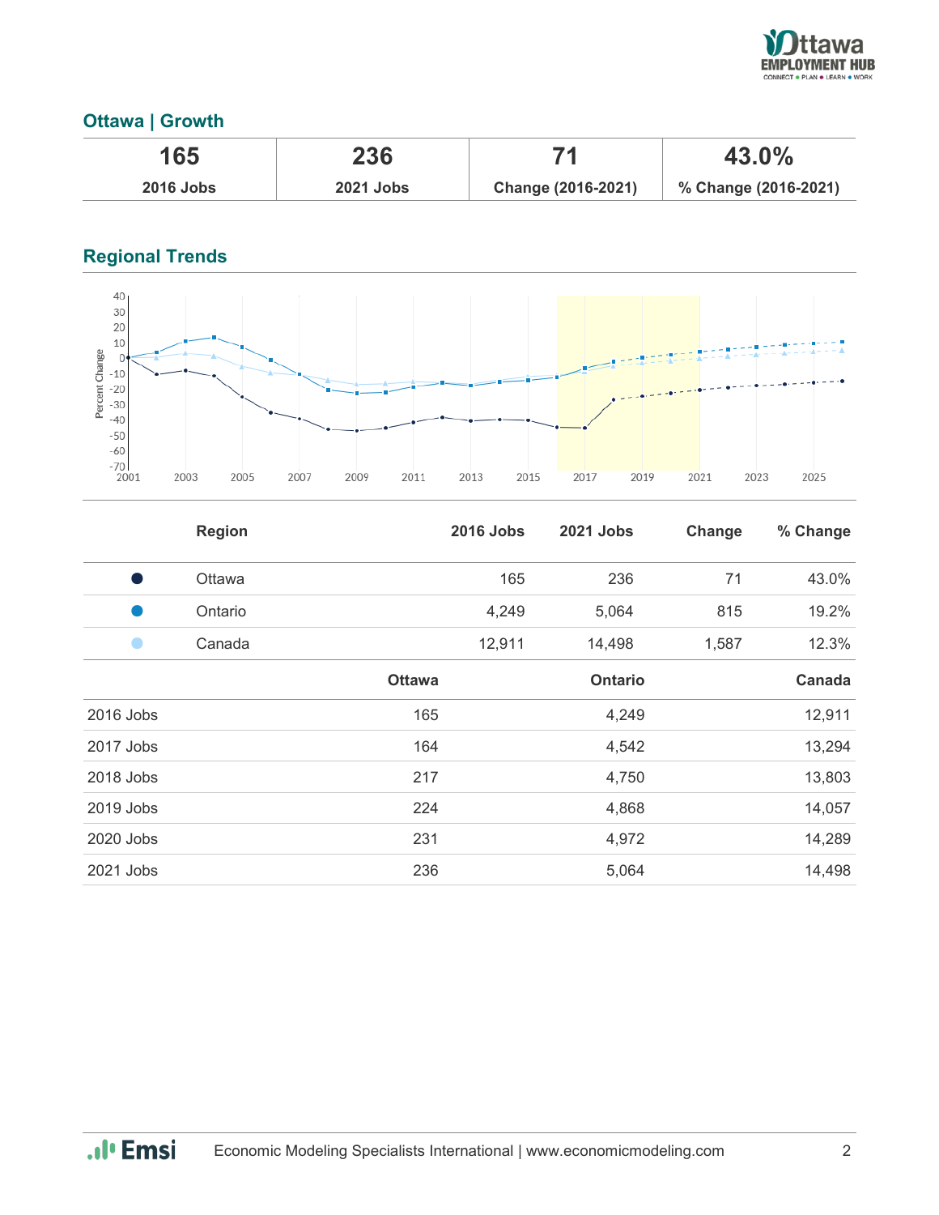## Ottawa | Growth

| 165 | 236 | 71 | 43.0% |
|---|---|---|---|
| **2016 Jobs** | **2021 Jobs** | **Change (2016-2021)** | **% Change (2016-2021)** |

## Regional Trends

| | Region | 2016 Jobs | 2021 Jobs | Change | % Change |
|---|---|---|---|---|---|
| ● | Ottawa | 165 | 236 | 71 | 43.0% |
| ● | Ontario | 4,249 | 5,064 | 815 | 19.2% |
| ● | Canada | 12,911 | 14,498 | 1,587 | 12.3% |

| | Ottawa | Ontario | Canada |
|---|---|---|---|
| 2016 Jobs | 165 | 4,249 | 12,911 |
| 2017 Jobs | 164 | 4,542 | 13,294 |
| 2018 Jobs | 217 | 4,750 | 13,803 |
| 2019 Jobs | 224 | 4,868 | 14,057 |
| 2020 Jobs | 231 | 4,972 | 14,289 |
| 2021 Jobs | 236 | 5,064 | 14,498 |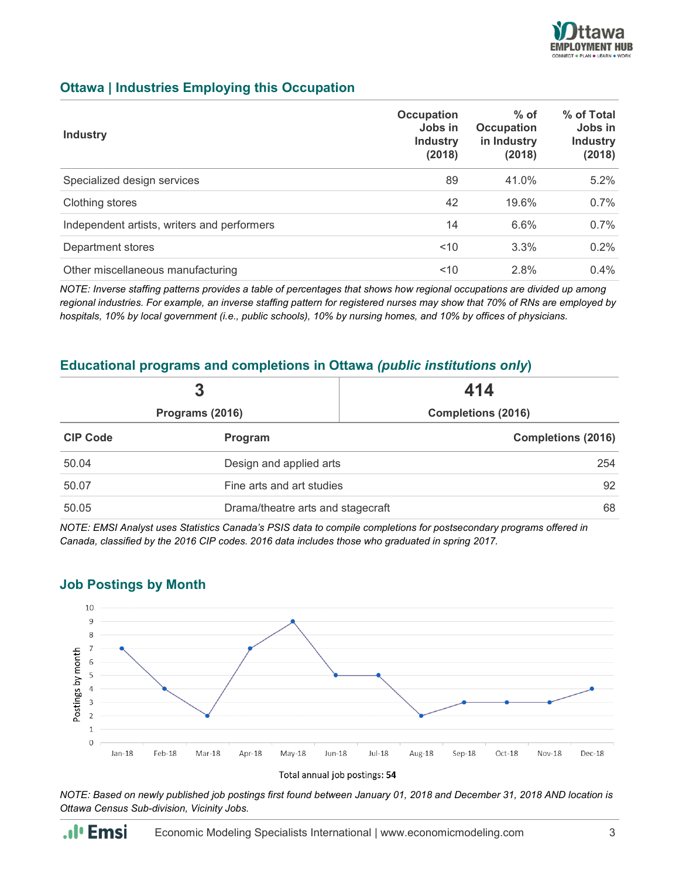## Ottawa | Industries Employing this Occupation

| Industry | Occupation Jobs in Industry (2018) | % of Occupation in Industry (2018) | % of Total Jobs in Industry (2018) |
|---|---|---|---|
| Specialized design services | 89 | 41.0% | 5.2% |
| Clothing stores | 42 | 19.6% | 0.7% |
| Independent artists, writers and performers | 14 | 6.6% | 0.7% |
| Department stores | <10 | 3.3% | 0.2% |
| Other miscellaneous manufacturing | <10 | 2.8% | 0.4% |

*NOTE: Inverse staffing patterns provides a table of percentages that shows how regional occupations are divided up among regional industries. For example, an inverse staffing pattern for registered nurses may show that 70% of RNs are employed by hospitals, 10% by local government (i.e., public schools), 10% by nursing homes, and 10% by offices of physicians.*

## Educational programs and completions in Ottawa *(public institutions only)*

| 3 | 414 |
|---|---|
| Programs (2016) | Completions (2016) |

| CIP Code | Program | Completions (2016) |
|---|---|---|
| 50.04 | Design and applied arts | 254 |
| 50.07 | Fine arts and art studies | 92 |
| 50.05 | Drama/theatre arts and stagecraft | 68 |

*NOTE: EMSI Analyst uses Statistics Canada's PSIS data to compile completions for postsecondary programs offered in Canada, classified by the 2016 CIP codes. 2016 data includes those who graduated in spring 2017.*

## Job Postings by Month

| Month | Postings by month |
|---|---|
| Jan-18 | 7 |
| Feb-18 | 4 |
| Mar-18 | 2 |
| Apr-18 | 7 |
| May-18 | 9 |
| Jun-18 | 5 |
| Jul-18 | 5 |
| Aug-18 | 2 |
| Sep-18 | 3 |
| Oct-18 | 3 |
| Nov-18 | 3 |
| Dec-18 | 4 |

Total annual job postings: **54**

*NOTE: Based on newly published job postings first found between January 01, 2018 and December 31, 2018 AND location is Ottawa Census Sub-division, Vicinity Jobs.*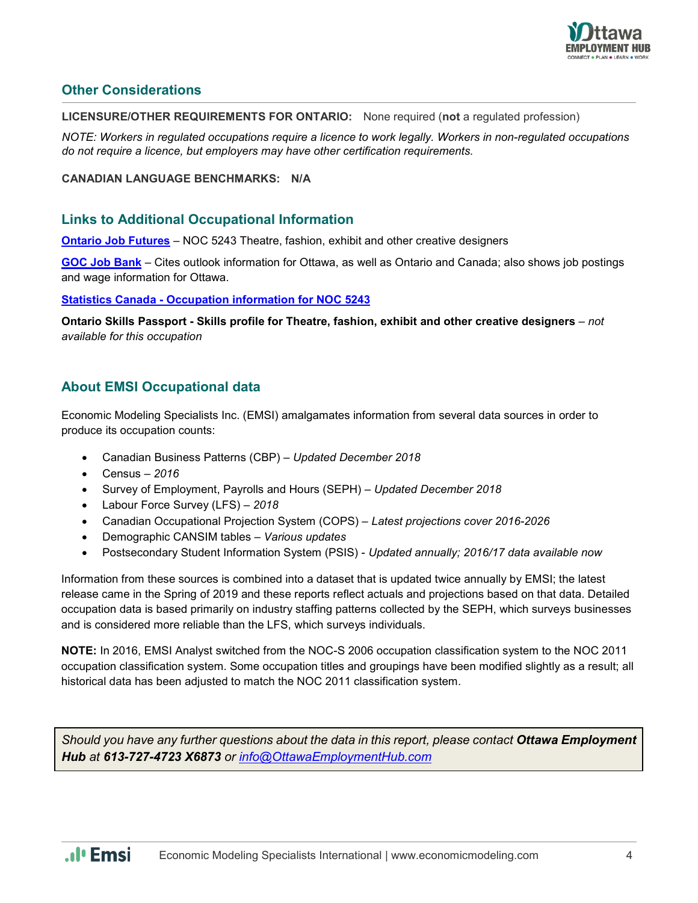## Other Considerations

**LICENSURE/OTHER REQUIREMENTS FOR ONTARIO:** None required (**not** a regulated profession)

*NOTE: Workers in regulated occupations require a licence to work legally. Workers in non-regulated occupations do not require a licence, but employers may have other certification requirements.*

**CANADIAN LANGUAGE BENCHMARKS: N/A**

## Links to Additional Occupational Information

**Ontario Job Futures** – NOC 5243 Theatre, fashion, exhibit and other creative designers

**GOC Job Bank** – Cites outlook information for Ottawa, as well as Ontario and Canada; also shows job postings and wage information for Ottawa.

**Statistics Canada - Occupation information for NOC 5243**

**Ontario Skills Passport - Skills profile for Theatre, fashion, exhibit and other creative designers** – *not available for this occupation*

## About EMSI Occupational data

Economic Modeling Specialists Inc. (EMSI) amalgamates information from several data sources in order to produce its occupation counts:

- Canadian Business Patterns (CBP) – *Updated December 2018*
- Census – *2016*
- Survey of Employment, Payrolls and Hours (SEPH) – *Updated December 2018*
- Labour Force Survey (LFS) – *2018*
- Canadian Occupational Projection System (COPS) – *Latest projections cover 2016-2026*
- Demographic CANSIM tables – *Various updates*
- Postsecondary Student Information System (PSIS) - *Updated annually; 2016/17 data available now*

Information from these sources is combined into a dataset that is updated twice annually by EMSI; the latest release came in the Spring of 2019 and these reports reflect actuals and projections based on that data. Detailed occupation data is based primarily on industry staffing patterns collected by the SEPH, which surveys businesses and is considered more reliable than the LFS, which surveys individuals.

**NOTE:** In 2016, EMSI Analyst switched from the NOC-S 2006 occupation classification system to the NOC 2011 occupation classification system. Some occupation titles and groupings have been modified slightly as a result; all historical data has been adjusted to match the NOC 2011 classification system.

*Should you have any further questions about the data in this report, please contact **Ottawa Employment Hub** at **613-727-4723 X6873** or info@OttawaEmploymentHub.com*